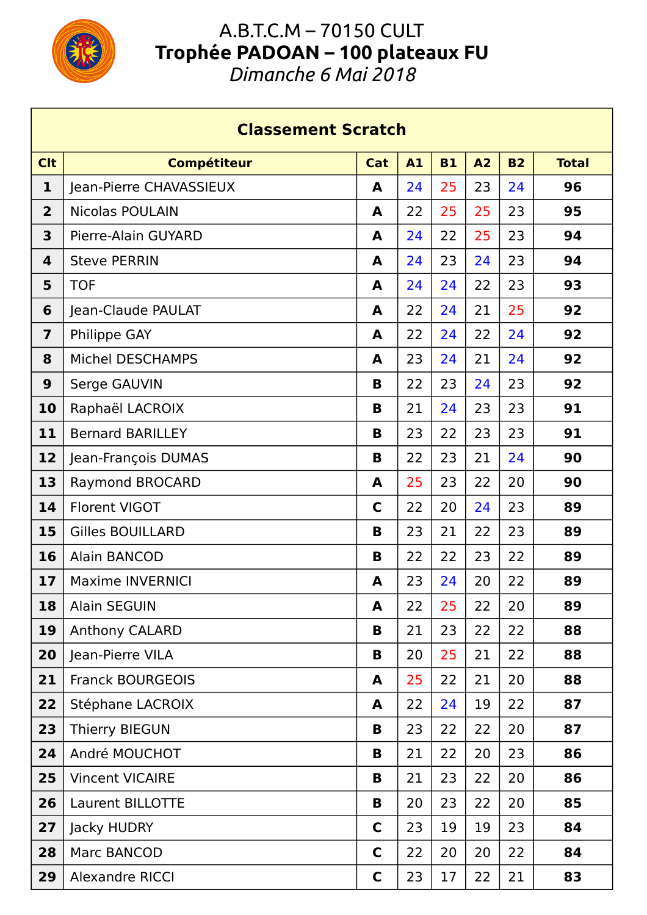# A.B.T.C.M – 70150 CULT

## Trophée PADOAN – 100 plateaux FU

*Dimanche 6 Mai 2018*

| Classement Scratch | | | | | | | |
|---|---|---|---|---|---|---|---|
| **Clt** | **Compétiteur** | **Cat** | **A1** | **B1** | **A2** | **B2** | **Total** |
| **1** | Jean-Pierre CHAVASSIEUX | **A** | 24 | 25 | 23 | 24 | **96** |
| **2** | Nicolas POULAIN | **A** | 22 | 25 | 25 | 23 | **95** |
| **3** | Pierre-Alain GUYARD | **A** | 24 | 22 | 25 | 23 | **94** |
| **4** | Steve PERRIN | **A** | 24 | 23 | 24 | 23 | **94** |
| **5** | TOF | **A** | 24 | 24 | 22 | 23 | **93** |
| **6** | Jean-Claude PAULAT | **A** | 22 | 24 | 21 | 25 | **92** |
| **7** | Philippe GAY | **A** | 22 | 24 | 22 | 24 | **92** |
| **8** | Michel DESCHAMPS | **A** | 23 | 24 | 21 | 24 | **92** |
| **9** | Serge GAUVIN | **B** | 22 | 23 | 24 | 23 | **92** |
| **10** | Raphaël LACROIX | **B** | 21 | 24 | 23 | 23 | **91** |
| **11** | Bernard BARILLEY | **B** | 23 | 22 | 23 | 23 | **91** |
| **12** | Jean-François DUMAS | **B** | 22 | 23 | 21 | 24 | **90** |
| **13** | Raymond BROCARD | **A** | 25 | 23 | 22 | 20 | **90** |
| **14** | Florent VIGOT | **C** | 22 | 20 | 24 | 23 | **89** |
| **15** | Gilles BOUILLARD | **B** | 23 | 21 | 22 | 23 | **89** |
| **16** | Alain BANCOD | **B** | 22 | 22 | 23 | 22 | **89** |
| **17** | Maxime INVERNICI | **A** | 23 | 24 | 20 | 22 | **89** |
| **18** | Alain SEGUIN | **A** | 22 | 25 | 22 | 20 | **89** |
| **19** | Anthony CALARD | **B** | 21 | 23 | 22 | 22 | **88** |
| **20** | Jean-Pierre VILA | **B** | 20 | 25 | 21 | 22 | **88** |
| **21** | Franck BOURGEOIS | **A** | 25 | 22 | 21 | 20 | **88** |
| **22** | Stéphane LACROIX | **A** | 22 | 24 | 19 | 22 | **87** |
| **23** | Thierry BIEGUN | **B** | 23 | 22 | 22 | 20 | **87** |
| **24** | André MOUCHOT | **B** | 21 | 22 | 20 | 23 | **86** |
| **25** | Vincent VICAIRE | **B** | 21 | 23 | 22 | 20 | **86** |
| **26** | Laurent BILLOTTE | **B** | 20 | 23 | 22 | 20 | **85** |
| **27** | Jacky HUDRY | **C** | 23 | 19 | 19 | 23 | **84** |
| **28** | Marc BANCOD | **C** | 22 | 20 | 20 | 22 | **84** |
| **29** | Alexandre RICCI | **C** | 23 | 17 | 22 | 21 | **83** |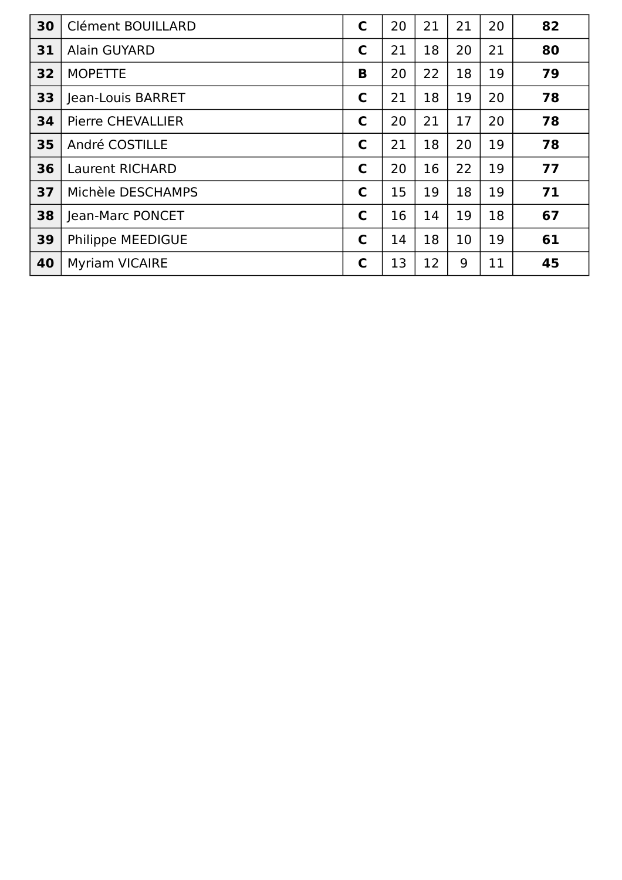| | | | | | | | |
|---|---|---|---|---|---|---|---|
| **30** | Clément BOUILLARD | **C** | 20 | 21 | 21 | 20 | **82** |
| **31** | Alain GUYARD | **C** | 21 | 18 | 20 | 21 | **80** |
| **32** | MOPETTE | **B** | 20 | 22 | 18 | 19 | **79** |
| **33** | Jean-Louis BARRET | **C** | 21 | 18 | 19 | 20 | **78** |
| **34** | Pierre CHEVALLIER | **C** | 20 | 21 | 17 | 20 | **78** |
| **35** | André COSTILLE | **C** | 21 | 18 | 20 | 19 | **78** |
| **36** | Laurent RICHARD | **C** | 20 | 16 | 22 | 19 | **77** |
| **37** | Michèle DESCHAMPS | **C** | 15 | 19 | 18 | 19 | **71** |
| **38** | Jean-Marc PONCET | **C** | 16 | 14 | 19 | 18 | **67** |
| **39** | Philippe MEEDIGUE | **C** | 14 | 18 | 10 | 19 | **61** |
| **40** | Myriam VICAIRE | **C** | 13 | 12 | 9 | 11 | **45** |